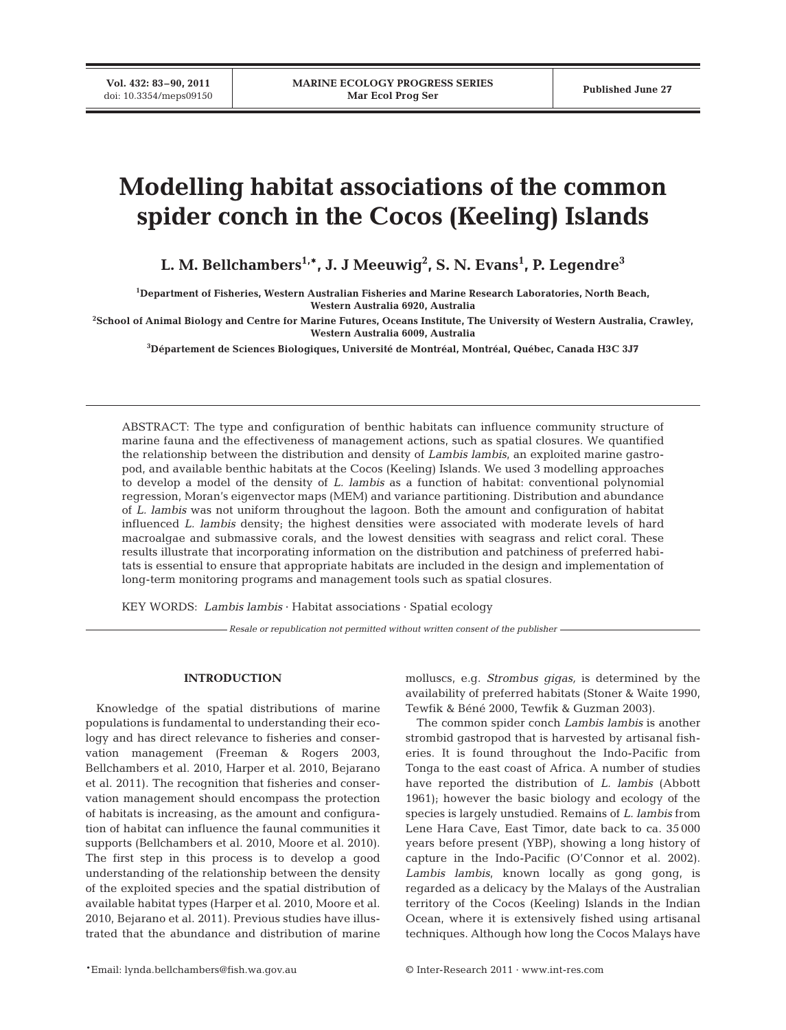# Modelling habitat associations of the common spider conch in the Cocos (Keeling) Islands

**L. M. Bellchambers[1,*], J. J Meeuwig[2], S. N. Evans[1], P. Legendre[3]**

[1]Department of Fisheries, Western Australian Fisheries and Marine Research Laboratories, North Beach, Western Australia 6920, Australia

[2]School of Animal Biology and Centre for Marine Futures, Oceans Institute, The University of Western Australia, Crawley, Western Australia 6009, Australia

[3]Département de Sciences Biologiques, Université de Montréal, Montréal, Québec, Canada H3C 3J7

ABSTRACT: The type and configuration of benthic habitats can influence community structure of marine fauna and the effectiveness of management actions, such as spatial closures. We quantified the relationship between the distribution and density of *Lambis lambis*, an exploited marine gastropod, and available benthic habitats at the Cocos (Keeling) Islands. We used 3 modelling approaches to develop a model of the density of *L. lambis* as a function of habitat: conventional polynomial regression, Moran's eigenvector maps (MEM) and variance partitioning. Distribution and abundance of *L. lambis* was not uniform throughout the lagoon. Both the amount and configuration of habitat influenced *L. lambis* density; the highest densities were associated with moderate levels of hard macroalgae and submassive corals, and the lowest densities with seagrass and relict coral. These results illustrate that incorporating information on the distribution and patchiness of preferred habitats is essential to ensure that appropriate habitats are included in the design and implementation of long-term monitoring programs and management tools such as spatial closures.

KEY WORDS: *Lambis lambis* · Habitat associations · Spatial ecology

*Resale or republication not permitted without written consent of the publisher*

## INTRODUCTION

Knowledge of the spatial distributions of marine populations is fundamental to understanding their ecology and has direct relevance to fisheries and conservation management (Freeman & Rogers 2003, Bellchambers et al. 2010, Harper et al. 2010, Bejarano et al. 2011). The recognition that fisheries and conservation management should encompass the protection of habitats is increasing, as the amount and configuration of habitat can influence the faunal communities it supports (Bellchambers et al. 2010, Moore et al. 2010). The first step in this process is to develop a good understanding of the relationship between the density of the exploited species and the spatial distribution of available habitat types (Harper et al. 2010, Moore et al. 2010, Bejarano et al. 2011). Previous studies have illustrated that the abundance and distribution of marine molluscs, e.g. *Strombus gigas,* is determined by the availability of preferred habitats (Stoner & Waite 1990, Tewfik & Béné 2000, Tewfik & Guzman 2003).

The common spider conch *Lambis lambis* is another strombid gastropod that is harvested by artisanal fisheries. It is found throughout the Indo-Pacific from Tonga to the east coast of Africa. A number of studies have reported the distribution of *L. lambis* (Abbott 1961); however the basic biology and ecology of the species is largely unstudied. Remains of *L. lambis* from Lene Hara Cave, East Timor, date back to ca. 35 000 years before present (YBP), showing a long history of capture in the Indo-Pacific (O'Connor et al. 2002). *Lambis lambis*, known locally as gong gong, is regarded as a delicacy by the Malays of the Australian territory of the Cocos (Keeling) Islands in the Indian Ocean, where it is extensively fished using artisanal techniques. Although how long the Cocos Malays have

*Email: lynda.bellchambers@fish.wa.gov.au

© Inter-Research 2011 · www.int-res.com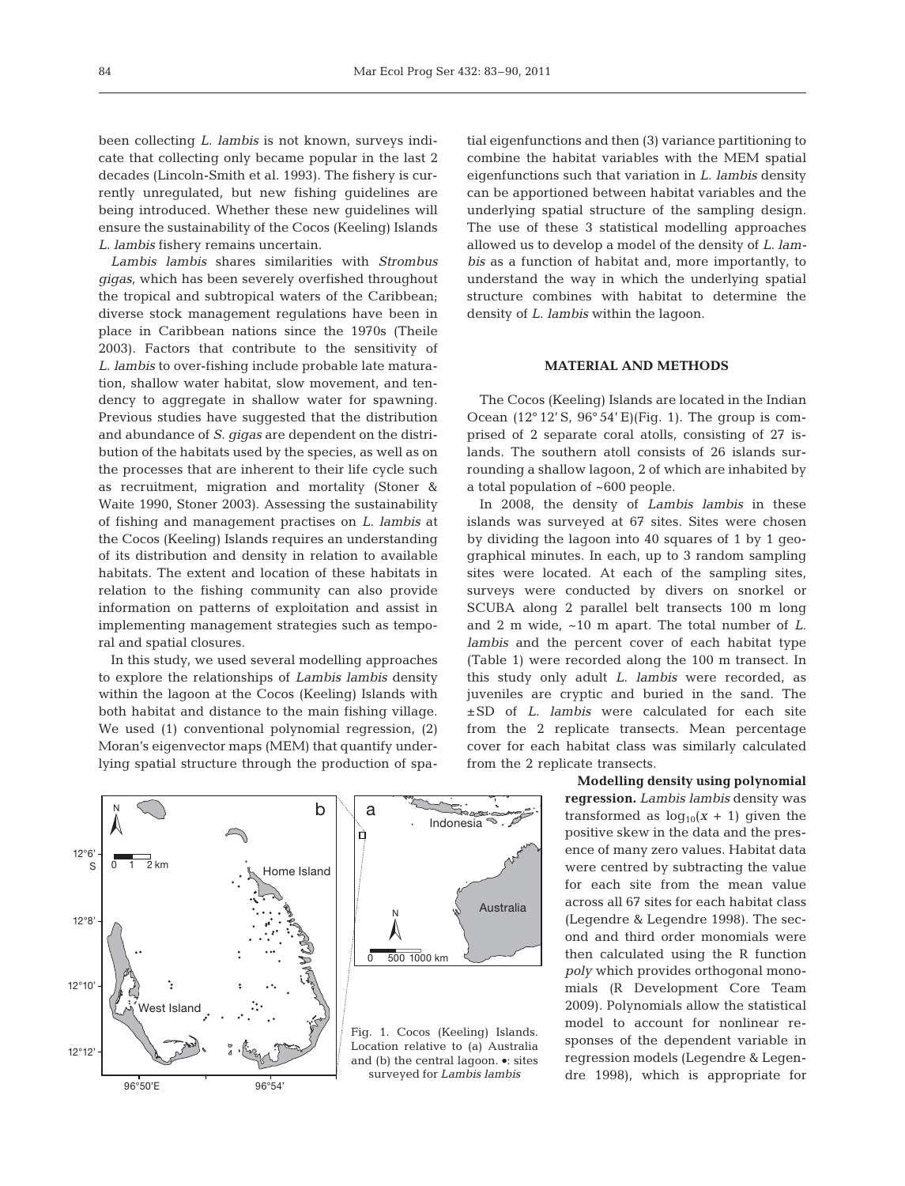been collecting *L. lambis* is not known, surveys indicate that collecting only became popular in the last 2 decades (Lincoln-Smith et al. 1993). The fishery is currently unregulated, but new fishing guidelines are being introduced. Whether these new guidelines will ensure the sustainability of the Cocos (Keeling) Islands *L. lambis* fishery remains uncertain.

*Lambis lambis* shares similarities with *Strombus gigas*, which has been severely overfished throughout the tropical and subtropical waters of the Caribbean; diverse stock management regulations have been in place in Caribbean nations since the 1970s (Theile 2003). Factors that contribute to the sensitivity of *L. lambis* to over-fishing include probable late maturation, shallow water habitat, slow movement, and tendency to aggregate in shallow water for spawning. Previous studies have suggested that the distribution and abundance of *S. gigas* are dependent on the distribution of the habitats used by the species, as well as on the processes that are inherent to their life cycle such as recruitment, migration and mortality (Stoner & Waite 1990, Stoner 2003). Assessing the sustainability of fishing and management practises on *L. lambis* at the Cocos (Keeling) Islands requires an understanding of its distribution and density in relation to available habitats. The extent and location of these habitats in relation to the fishing community can also provide information on patterns of exploitation and assist in implementing management strategies such as temporal and spatial closures.

In this study, we used several modelling approaches to explore the relationships of *Lambis lambis* density within the lagoon at the Cocos (Keeling) Islands with both habitat and distance to the main fishing village. We used (1) conventional polynomial regression, (2) Moran's eigenvector maps (MEM) that quantify underlying spatial structure through the production of spatial eigenfunctions and then (3) variance partitioning to combine the habitat variables with the MEM spatial eigenfunctions such that variation in *L. lambis* density can be apportioned between habitat variables and the underlying spatial structure of the sampling design. The use of these 3 statistical modelling approaches allowed us to develop a model of the density of *L. lambis* as a function of habitat and, more importantly, to understand the way in which the underlying spatial structure combines with habitat to determine the density of *L. lambis* within the lagoon.

## MATERIAL AND METHODS

The Cocos (Keeling) Islands are located in the Indian Ocean (12° 12' S, 96° 54' E)(Fig. 1). The group is comprised of 2 separate coral atolls, consisting of 27 islands. The southern atoll consists of 26 islands surrounding a shallow lagoon, 2 of which are inhabited by a total population of ~600 people.

In 2008, the density of *Lambis lambis* in these islands was surveyed at 67 sites. Sites were chosen by dividing the lagoon into 40 squares of 1 by 1 geographical minutes. In each, up to 3 random sampling sites were located. At each of the sampling sites, surveys were conducted by divers on snorkel or SCUBA along 2 parallel belt transects 100 m long and 2 m wide, ~10 m apart. The total number of *L. lambis* and the percent cover of each habitat type (Table 1) were recorded along the 100 m transect. In this study only adult *L. lambis* were recorded, as juveniles are cryptic and buried in the sand. The ±SD of *L. lambis* were calculated for each site from the 2 replicate transects. Mean percentage cover for each habitat class was similarly calculated from the 2 replicate transects.

Fig. 1. Cocos (Keeling) Islands. Location relative to (a) Australia and (b) the central lagoon. •: sites surveyed for *Lambis lambis*

**Modelling density using polynomial regression.** *Lambis lambis* density was transformed as $\log_{10}(x + 1)$ given the positive skew in the data and the presence of many zero values. Habitat data were centred by subtracting the value for each site from the mean value across all 67 sites for each habitat class (Legendre & Legendre 1998). The second and third order monomials were then calculated using the R function *poly* which provides orthogonal monomials (R Development Core Team 2009). Polynomials allow the statistical model to account for nonlinear responses of the dependent variable in regression models (Legendre & Legendre 1998), which is appropriate for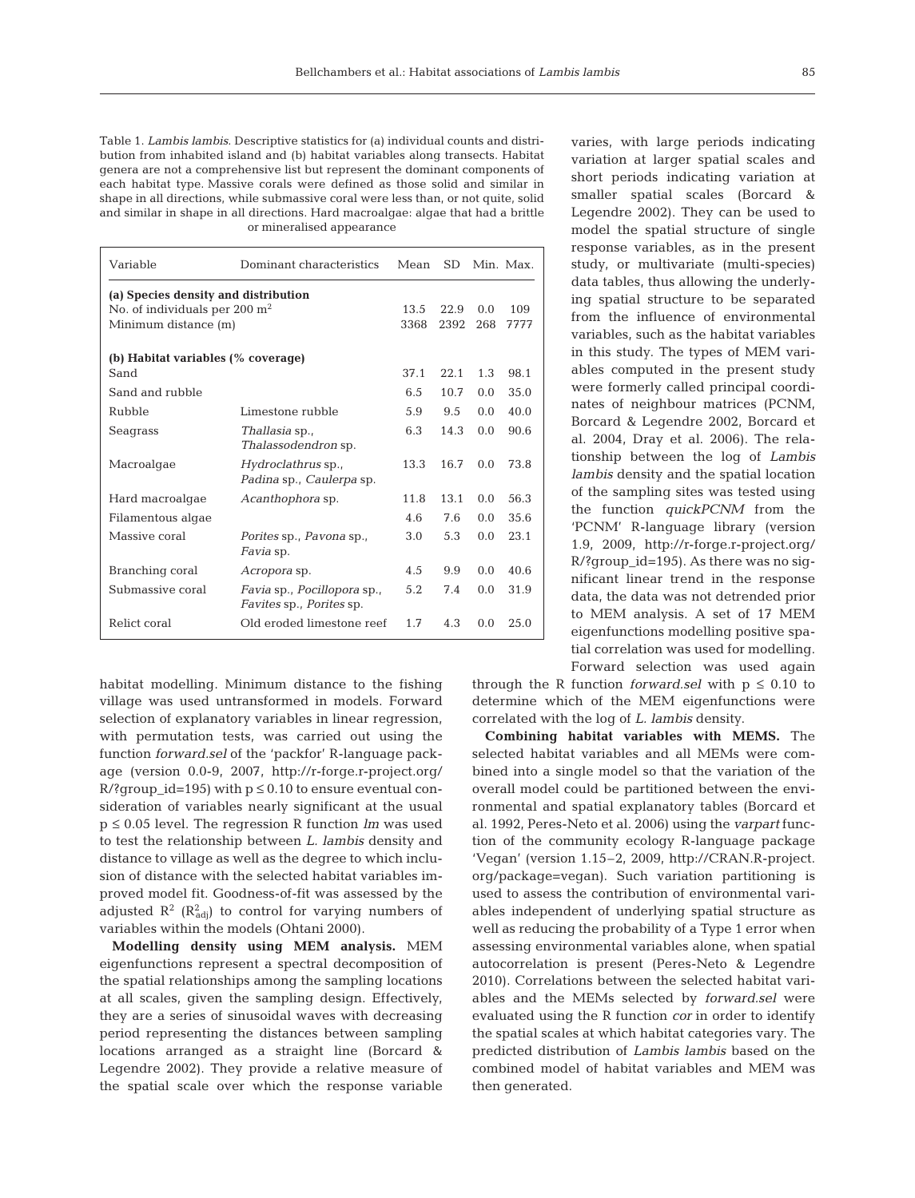Table 1. *Lambis lambis*. Descriptive statistics for (a) individual counts and distribution from inhabited island and (b) habitat variables along transects. Habitat genera are not a comprehensive list but represent the dominant components of each habitat type. Massive corals were defined as those solid and similar in shape in all directions, while submassive coral were less than, or not quite, solid and similar in shape in all directions. Hard macroalgae: algae that had a brittle or mineralised appearance

| Variable | Dominant characteristics | Mean | SD | Min. | Max. |
|---|---|---|---|---|---|
| **(a) Species density and distribution** | | | | | |
| No. of individuals per 200 $m^2$ | | 13.5 | 22.9 | 0.0 | 109 |
| Minimum distance (m) | | 3368 | 2392 | 268 | 7777 |
| **(b) Habitat variables (% coverage)** | | | | | |
| Sand | | 37.1 | 22.1 | 1.3 | 98.1 |
| Sand and rubble | | 6.5 | 10.7 | 0.0 | 35.0 |
| Rubble | Limestone rubble | 5.9 | 9.5 | 0.0 | 40.0 |
| Seagrass | *Thallasia* sp., *Thalassodendron* sp. | 6.3 | 14.3 | 0.0 | 90.6 |
| Macroalgae | *Hydroclathrus* sp., *Padina* sp., *Caulerpa* sp. | 13.3 | 16.7 | 0.0 | 73.8 |
| Hard macroalgae | *Acanthophora* sp. | 11.8 | 13.1 | 0.0 | 56.3 |
| Filamentous algae | | 4.6 | 7.6 | 0.0 | 35.6 |
| Massive coral | *Porites* sp., *Pavona* sp., *Favia* sp. | 3.0 | 5.3 | 0.0 | 23.1 |
| Branching coral | *Acropora* sp. | 4.5 | 9.9 | 0.0 | 40.6 |
| Submassive coral | *Favia* sp., *Pocillopora* sp., *Favites* sp., *Porites* sp. | 5.2 | 7.4 | 0.0 | 31.9 |
| Relict coral | Old eroded limestone reef | 1.7 | 4.3 | 0.0 | 25.0 |

habitat modelling. Minimum distance to the fishing village was used untransformed in models. Forward selection of explanatory variables in linear regression, with permutation tests, was carried out using the function *forward.sel* of the 'packfor' R-language package (version 0.0-9, 2007, http://r-forge.r-project.org/R/?group_id=195) with $p \leq 0.10$ to ensure eventual consideration of variables nearly significant at the usual $p \leq 0.05$ level. The regression R function *lm* was used to test the relationship between *L. lambis* density and distance to village as well as the degree to which inclusion of distance with the selected habitat variables improved model fit. Goodness-of-fit was assessed by the adjusted $R^2$ ($R^2_{adj}$) to control for varying numbers of variables within the models (Ohtani 2000).

**Modelling density using MEM analysis.** MEM eigenfunctions represent a spectral decomposition of the spatial relationships among the sampling locations at all scales, given the sampling design. Effectively, they are a series of sinusoidal waves with decreasing period representing the distances between sampling locations arranged as a straight line (Borcard & Legendre 2002). They provide a relative measure of the spatial scale over which the response variable varies, with large periods indicating variation at larger spatial scales and short periods indicating variation at smaller spatial scales (Borcard & Legendre 2002). They can be used to model the spatial structure of single response variables, as in the present study, or multivariate (multi-species) data tables, thus allowing the underlying spatial structure to be separated from the influence of environmental variables, such as the habitat variables in this study. The types of MEM variables computed in the present study were formerly called principal coordinates of neighbour matrices (PCNM, Borcard & Legendre 2002, Borcard et al. 2004, Dray et al. 2006). The relationship between the log of *Lambis lambis* density and the spatial location of the sampling sites was tested using the function *quickPCNM* from the 'PCNM' R-language library (version 1.9, 2009, http://r-forge.r-project.org/R/?group_id=195). As there was no significant linear trend in the response data, the data was not detrended prior to MEM analysis. A set of 17 MEM eigenfunctions modelling positive spatial correlation was used for modelling. Forward selection was used again through the R function *forward.sel* with $p \leq 0.10$ to determine which of the MEM eigenfunctions were correlated with the log of *L. lambis* density.

**Combining habitat variables with MEMS.** The selected habitat variables and all MEMs were combined into a single model so that the variation of the overall model could be partitioned between the environmental and spatial explanatory tables (Borcard et al. 1992, Peres-Neto et al. 2006) using the *varpart* function of the community ecology R-language package 'Vegan' (version 1.15–2, 2009, http://CRAN.R-project.org/package=vegan). Such variation partitioning is used to assess the contribution of environmental variables independent of underlying spatial structure as well as reducing the probability of a Type 1 error when assessing environmental variables alone, when spatial autocorrelation is present (Peres-Neto & Legendre 2010). Correlations between the selected habitat variables and the MEMs selected by *forward.sel* were evaluated using the R function *cor* in order to identify the spatial scales at which habitat categories vary. The predicted distribution of *Lambis lambis* based on the combined model of habitat variables and MEM was then generated.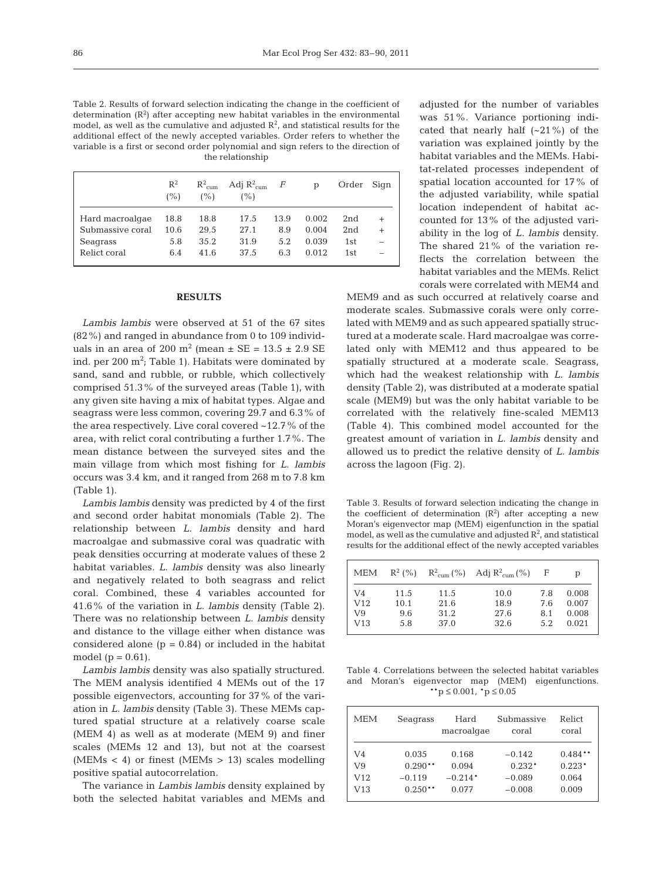Table 2. Results of forward selection indicating the change in the coefficient of determination ($R^2$) after accepting new habitat variables in the environmental model, as well as the cumulative and adjusted $R^2$, and statistical results for the additional effect of the newly accepted variables. Order refers to whether the variable is a first or second order polynomial and sign refers to the direction of the relationship

| | $R^2$ (%) | $R^2_{cum}$ (%) | Adj $R^2_{cum}$ (%) | $F$ | p | Order | Sign |
|---|---|---|---|---|---|---|---|
| Hard macroalgae | 18.8 | 18.8 | 17.5 | 13.9 | 0.002 | 2nd | + |
| Submassive coral | 10.6 | 29.5 | 27.1 | 8.9 | 0.004 | 2nd | + |
| Seagrass | 5.8 | 35.2 | 31.9 | 5.2 | 0.039 | 1st | – |
| Relict coral | 6.4 | 41.6 | 37.5 | 6.3 | 0.012 | 1st | – |

## RESULTS

*Lambis lambis* were observed at 51 of the 67 sites (82%) and ranged in abundance from 0 to 109 individuals in an area of 200 $m^2$ (mean ± SE = 13.5 ± 2.9 SE ind. per 200 $m^2$; Table 1). Habitats were dominated by sand, sand and rubble, or rubble, which collectively comprised 51.3% of the surveyed areas (Table 1), with any given site having a mix of habitat types. Algae and seagrass were less common, covering 29.7 and 6.3% of the area respectively. Live coral covered ~12.7% of the area, with relict coral contributing a further 1.7%. The mean distance between the surveyed sites and the main village from which most fishing for *L. lambis* occurs was 3.4 km, and it ranged from 268 m to 7.8 km (Table 1).

*Lambis lambis* density was predicted by 4 of the first and second order habitat monomials (Table 2). The relationship between *L. lambis* density and hard macroalgae and submassive coral was quadratic with peak densities occurring at moderate values of these 2 habitat variables. *L. lambis* density was also linearly and negatively related to both seagrass and relict coral. Combined, these 4 variables accounted for 41.6% of the variation in *L. lambis* density (Table 2). There was no relationship between *L. lambis* density and distance to the village either when distance was considered alone ($p = 0.84$) or included in the habitat model ($p = 0.61$).

*Lambis lambis* density was also spatially structured. The MEM analysis identified 4 MEMs out of the 17 possible eigenvectors, accounting for 37% of the variation in *L. lambis* density (Table 3). These MEMs captured spatial structure at a relatively coarse scale (MEM 4) as well as at moderate (MEM 9) and finer scales (MEMs 12 and 13), but not at the coarsest (MEMs < 4) or finest (MEMs > 13) scales modelling positive spatial autocorrelation.

The variance in *Lambis lambis* density explained by both the selected habitat variables and MEMs and adjusted for the number of variables was 51%. Variance portioning indicated that nearly half (~21%) of the variation was explained jointly by the habitat variables and the MEMs. Habitat-related processes independent of spatial location accounted for 17% of the adjusted variability, while spatial location independent of habitat accounted for 13% of the adjusted variability in the log of *L. lambis* density. The shared 21% of the variation reflects the correlation between the habitat variables and the MEMs. Relict corals were correlated with MEM4 and MEM9 and as such occurred at relatively coarse and moderate scales. Submassive corals were only correlated with MEM9 and as such appeared spatially structured at a moderate scale. Hard macroalgae was correlated only with MEM12 and thus appeared to be spatially structured at a moderate scale. Seagrass, which had the weakest relationship with *L. lambis* density (Table 2), was distributed at a moderate spatial scale (MEM9) but was the only habitat variable to be correlated with the relatively fine-scaled MEM13 (Table 4). This combined model accounted for the greatest amount of variation in *L. lambis* density and allowed us to predict the relative density of *L. lambis* across the lagoon (Fig. 2).

Table 3. Results of forward selection indicating the change in the coefficient of determination ($R^2$) after accepting a new Moran's eigenvector map (MEM) eigenfunction in the spatial model, as well as the cumulative and adjusted $R^2$, and statistical results for the additional effect of the newly accepted variables

| MEM | $R^2$ (%) | $R^2_{cum}$ (%) | Adj $R^2_{cum}$ (%) | F | p |
|---|---|---|---|---|---|
| V4 | 11.5 | 11.5 | 10.0 | 7.8 | 0.008 |
| V12 | 10.1 | 21.6 | 18.9 | 7.6 | 0.007 |
| V9 | 9.6 | 31.2 | 27.6 | 8.1 | 0.008 |
| V13 | 5.8 | 37.0 | 32.6 | 5.2 | 0.021 |

Table 4. Correlations between the selected habitat variables and Moran's eigenvector map (MEM) eigenfunctions. $^{**}p \leq 0.001$, $^{*}p \leq 0.05$

| MEM | Seagrass | Hard macroalgae | Submassive coral | Relict coral |
|---|---|---|---|---|
| V4 | 0.035 | 0.168 | −0.142 | 0.484** |
| V9 | 0.290** | 0.094 | 0.232* | 0.223* |
| V12 | −0.119 | −0.214* | −0.089 | 0.064 |
| V13 | 0.250** | 0.077 | −0.008 | 0.009 |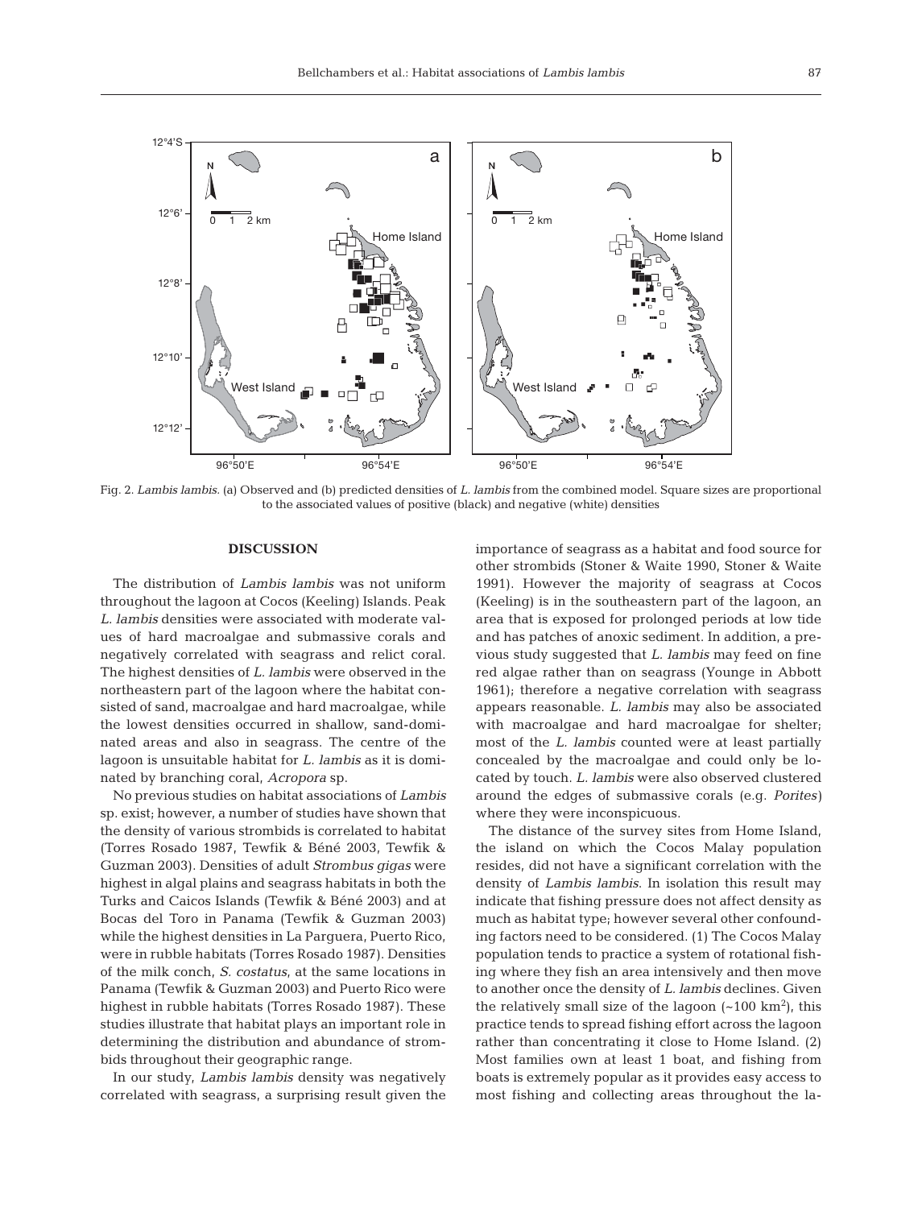Fig. 2. *Lambis lambis.* (a) Observed and (b) predicted densities of *L. lambis* from the combined model. Square sizes are proportional to the associated values of positive (black) and negative (white) densities

## DISCUSSION

The distribution of *Lambis lambis* was not uniform throughout the lagoon at Cocos (Keeling) Islands. Peak *L. lambis* densities were associated with moderate values of hard macroalgae and submassive corals and negatively correlated with seagrass and relict coral. The highest densities of *L. lambis* were observed in the northeastern part of the lagoon where the habitat consisted of sand, macroalgae and hard macroalgae, while the lowest densities occurred in shallow, sand-dominated areas and also in seagrass. The centre of the lagoon is unsuitable habitat for *L. lambis* as it is dominated by branching coral, *Acropora* sp.

No previous studies on habitat associations of *Lambis* sp. exist; however, a number of studies have shown that the density of various strombids is correlated to habitat (Torres Rosado 1987, Tewfik & Béné 2003, Tewfik & Guzman 2003). Densities of adult *Strombus gigas* were highest in algal plains and seagrass habitats in both the Turks and Caicos Islands (Tewfik & Béné 2003) and at Bocas del Toro in Panama (Tewfik & Guzman 2003) while the highest densities in La Parguera, Puerto Rico, were in rubble habitats (Torres Rosado 1987). Densities of the milk conch, *S. costatus*, at the same locations in Panama (Tewfik & Guzman 2003) and Puerto Rico were highest in rubble habitats (Torres Rosado 1987). These studies illustrate that habitat plays an important role in determining the distribution and abundance of strombids throughout their geographic range.

In our study, *Lambis lambis* density was negatively correlated with seagrass, a surprising result given the importance of seagrass as a habitat and food source for other strombids (Stoner & Waite 1990, Stoner & Waite 1991). However the majority of seagrass at Cocos (Keeling) is in the southeastern part of the lagoon, an area that is exposed for prolonged periods at low tide and has patches of anoxic sediment. In addition, a previous study suggested that *L. lambis* may feed on fine red algae rather than on seagrass (Younge in Abbott 1961); therefore a negative correlation with seagrass appears reasonable. *L. lambis* may also be associated with macroalgae and hard macroalgae for shelter; most of the *L. lambis* counted were at least partially concealed by the macroalgae and could only be located by touch. *L. lambis* were also observed clustered around the edges of submassive corals (e.g. *Porites*) where they were inconspicuous.

The distance of the survey sites from Home Island, the island on which the Cocos Malay population resides, did not have a significant correlation with the density of *Lambis lambis*. In isolation this result may indicate that fishing pressure does not affect density as much as habitat type; however several other confounding factors need to be considered. (1) The Cocos Malay population tends to practice a system of rotational fishing where they fish an area intensively and then move to another once the density of *L. lambis* declines. Given the relatively small size of the lagoon (~100 km$^2$), this practice tends to spread fishing effort across the lagoon rather than concentrating it close to Home Island. (2) Most families own at least 1 boat, and fishing from boats is extremely popular as it provides easy access to most fishing and collecting areas throughout the la-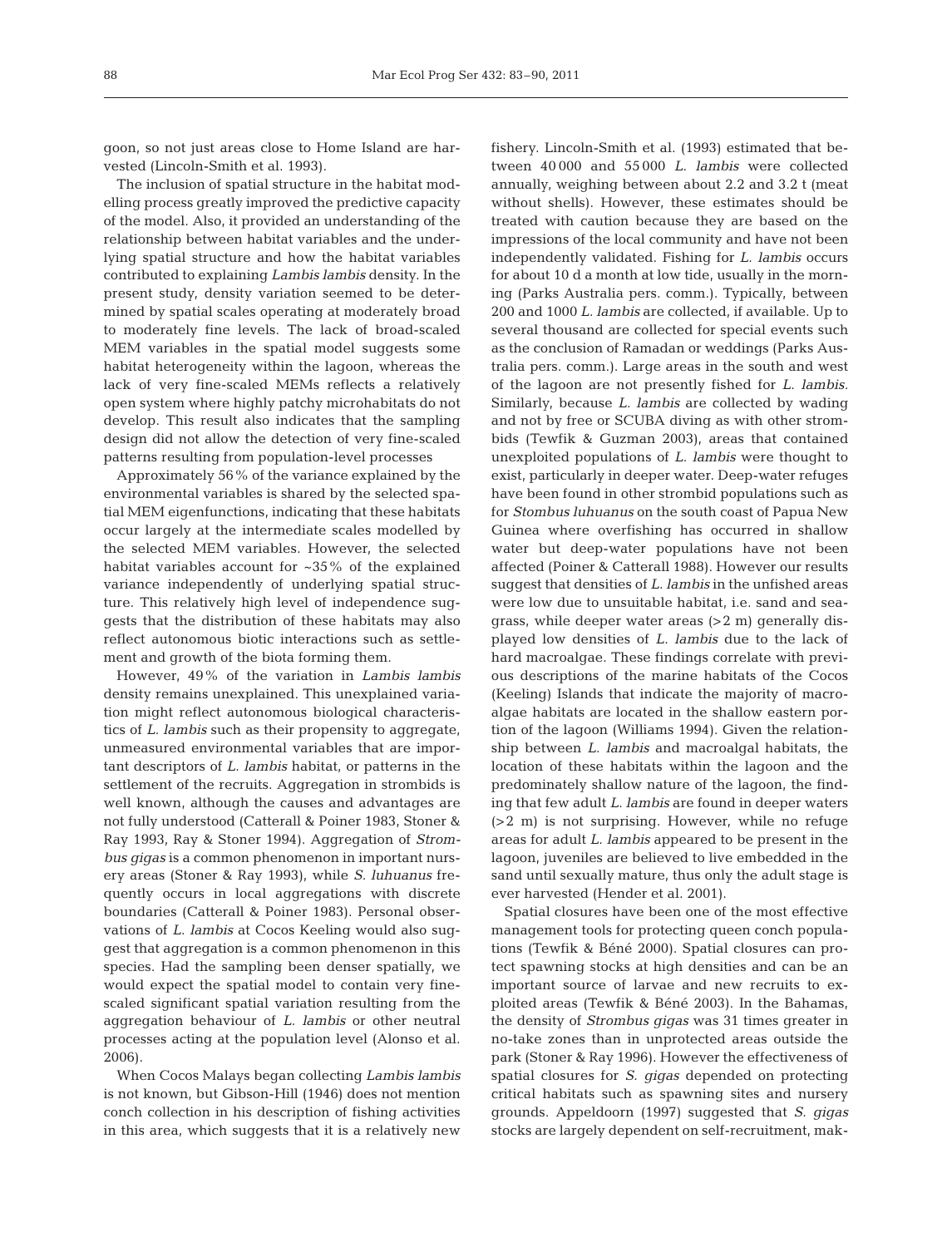goon, so not just areas close to Home Island are harvested (Lincoln-Smith et al. 1993).

The inclusion of spatial structure in the habitat modelling process greatly improved the predictive capacity of the model. Also, it provided an understanding of the relationship between habitat variables and the underlying spatial structure and how the habitat variables contributed to explaining *Lambis lambis* density. In the present study, density variation seemed to be determined by spatial scales operating at moderately broad to moderately fine levels. The lack of broad-scaled MEM variables in the spatial model suggests some habitat heterogeneity within the lagoon, whereas the lack of very fine-scaled MEMs reflects a relatively open system where highly patchy microhabitats do not develop. This result also indicates that the sampling design did not allow the detection of very fine-scaled patterns resulting from population-level processes

Approximately 56% of the variance explained by the environmental variables is shared by the selected spatial MEM eigenfunctions, indicating that these habitats occur largely at the intermediate scales modelled by the selected MEM variables. However, the selected habitat variables account for ~35% of the explained variance independently of underlying spatial structure. This relatively high level of independence suggests that the distribution of these habitats may also reflect autonomous biotic interactions such as settlement and growth of the biota forming them.

However, 49% of the variation in *Lambis lambis* density remains unexplained. This unexplained variation might reflect autonomous biological characteristics of *L. lambis* such as their propensity to aggregate, unmeasured environmental variables that are important descriptors of *L. lambis* habitat, or patterns in the settlement of the recruits. Aggregation in strombids is well known, although the causes and advantages are not fully understood (Catterall & Poiner 1983, Stoner & Ray 1993, Ray & Stoner 1994). Aggregation of *Strombus gigas* is a common phenomenon in important nursery areas (Stoner & Ray 1993), while *S. luhuanus* frequently occurs in local aggregations with discrete boundaries (Catterall & Poiner 1983). Personal observations of *L. lambis* at Cocos Keeling would also suggest that aggregation is a common phenomenon in this species. Had the sampling been denser spatially, we would expect the spatial model to contain very fine-scaled significant spatial variation resulting from the aggregation behaviour of *L. lambis* or other neutral processes acting at the population level (Alonso et al. 2006).

When Cocos Malays began collecting *Lambis lambis* is not known, but Gibson-Hill (1946) does not mention conch collection in his description of fishing activities in this area, which suggests that it is a relatively new fishery. Lincoln-Smith et al. (1993) estimated that between 40 000 and 55 000 *L. lambis* were collected annually, weighing between about 2.2 and 3.2 t (meat without shells). However, these estimates should be treated with caution because they are based on the impressions of the local community and have not been independently validated. Fishing for *L. lambis* occurs for about 10 d a month at low tide, usually in the morning (Parks Australia pers. comm.). Typically, between 200 and 1000 *L. lambis* are collected, if available. Up to several thousand are collected for special events such as the conclusion of Ramadan or weddings (Parks Australia pers. comm.). Large areas in the south and west of the lagoon are not presently fished for *L. lambis*. Similarly, because *L. lambis* are collected by wading and not by free or SCUBA diving as with other strombids (Tewfik & Guzman 2003), areas that contained unexploited populations of *L. lambis* were thought to exist, particularly in deeper water. Deep-water refuges have been found in other strombid populations such as for *Stombus luhuanus* on the south coast of Papua New Guinea where overfishing has occurred in shallow water but deep-water populations have not been affected (Poiner & Catterall 1988). However our results suggest that densities of *L. lambis* in the unfished areas were low due to unsuitable habitat, i.e. sand and seagrass, while deeper water areas (>2 m) generally displayed low densities of *L. lambis* due to the lack of hard macroalgae. These findings correlate with previous descriptions of the marine habitats of the Cocos (Keeling) Islands that indicate the majority of macroalgae habitats are located in the shallow eastern portion of the lagoon (Williams 1994). Given the relationship between *L. lambis* and macroalgal habitats, the location of these habitats within the lagoon and the predominately shallow nature of the lagoon, the finding that few adult *L. lambis* are found in deeper waters (>2 m) is not surprising. However, while no refuge areas for adult *L. lambis* appeared to be present in the lagoon, juveniles are believed to live embedded in the sand until sexually mature, thus only the adult stage is ever harvested (Hender et al. 2001).

Spatial closures have been one of the most effective management tools for protecting queen conch populations (Tewfik & Béné 2000). Spatial closures can protect spawning stocks at high densities and can be an important source of larvae and new recruits to exploited areas (Tewfik & Béné 2003). In the Bahamas, the density of *Strombus gigas* was 31 times greater in no-take zones than in unprotected areas outside the park (Stoner & Ray 1996). However the effectiveness of spatial closures for *S. gigas* depended on protecting critical habitats such as spawning sites and nursery grounds. Appeldoorn (1997) suggested that *S. gigas* stocks are largely dependent on self-recruitment, mak-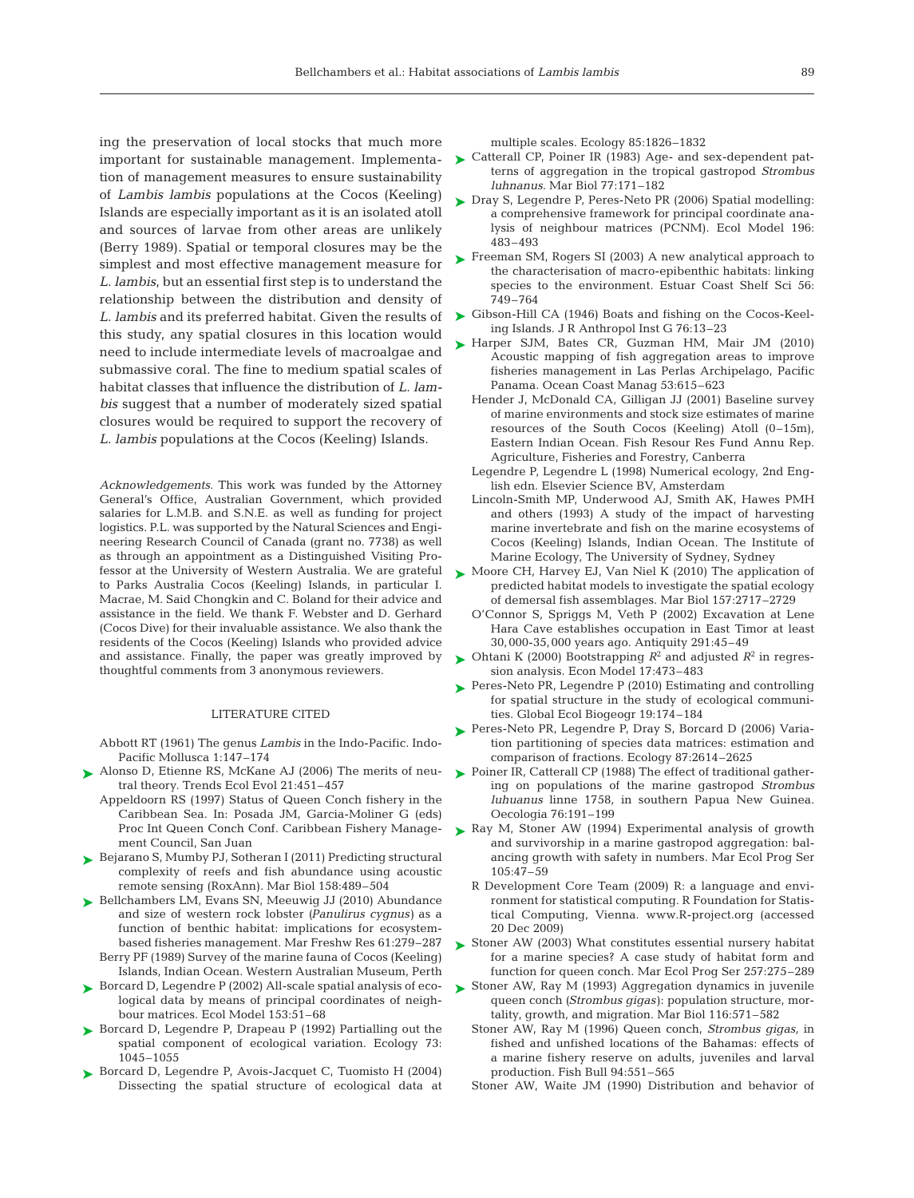ing the preservation of local stocks that much more important for sustainable management. Implementation of management measures to ensure sustainability of *Lambis lambis* populations at the Cocos (Keeling) Islands are especially important as it is an isolated atoll and sources of larvae from other areas are unlikely (Berry 1989). Spatial or temporal closures may be the simplest and most effective management measure for *L. lambis*, but an essential first step is to understand the relationship between the distribution and density of *L. lambis* and its preferred habitat. Given the results of this study, any spatial closures in this location would need to include intermediate levels of macroalgae and submassive coral. The fine to medium spatial scales of habitat classes that influence the distribution of *L. lambis* suggest that a number of moderately sized spatial closures would be required to support the recovery of *L. lambis* populations at the Cocos (Keeling) Islands.

*Acknowledgements.* This work was funded by the Attorney General's Office, Australian Government, which provided salaries for L.M.B. and S.N.E. as well as funding for project logistics. P.L. was supported by the Natural Sciences and Engineering Research Council of Canada (grant no. 7738) as well as through an appointment as a Distinguished Visiting Professor at the University of Western Australia. We are grateful to Parks Australia Cocos (Keeling) Islands, in particular I. Macrae, M. Said Chongkin and C. Boland for their advice and assistance in the field. We thank F. Webster and D. Gerhard (Cocos Dive) for their invaluable assistance. We also thank the residents of the Cocos (Keeling) Islands who provided advice and assistance. Finally, the paper was greatly improved by thoughtful comments from 3 anonymous reviewers.

## LITERATURE CITED

Abbott RT (1961) The genus *Lambis* in the Indo-Pacific. Indo-Pacific Mollusca 1:147–174

Alonso D, Etienne RS, McKane AJ (2006) The merits of neutral theory. Trends Ecol Evol 21:451–457

Appeldoorn RS (1997) Status of Queen Conch fishery in the Caribbean Sea. In: Posada JM, Garcia-Moliner G (eds) Proc Int Queen Conch Conf. Caribbean Fishery Management Council, San Juan

Bejarano S, Mumby PJ, Sotheran I (2011) Predicting structural complexity of reefs and fish abundance using acoustic remote sensing (RoxAnn). Mar Biol 158:489–504

Bellchambers LM, Evans SN, Meeuwig JJ (2010) Abundance and size of western rock lobster (*Panulirus cygnus*) as a function of benthic habitat: implications for ecosystem-based fisheries management. Mar Freshw Res 61:279–287

Berry PF (1989) Survey of the marine fauna of Cocos (Keeling) Islands, Indian Ocean. Western Australian Museum, Perth

Borcard D, Legendre P (2002) All-scale spatial analysis of ecological data by means of principal coordinates of neighbour matrices. Ecol Model 153:51–68

Borcard D, Legendre P, Drapeau P (1992) Partialling out the spatial component of ecological variation. Ecology 73: 1045–1055

Borcard D, Legendre P, Avois-Jacquet C, Tuomisto H (2004) Dissecting the spatial structure of ecological data at multiple scales. Ecology 85:1826–1832

Catterall CP, Poiner IR (1983) Age- and sex-dependent patterns of aggregation in the tropical gastropod *Strombus luhnanus*. Mar Biol 77:171–182

Dray S, Legendre P, Peres-Neto PR (2006) Spatial modelling: a comprehensive framework for principal coordinate analysis of neighbour matrices (PCNM). Ecol Model 196: 483–493

Freeman SM, Rogers SI (2003) A new analytical approach to the characterisation of macro-epibenthic habitats: linking species to the environment. Estuar Coast Shelf Sci 56: 749–764

Gibson-Hill CA (1946) Boats and fishing on the Cocos-Keeling Islands. J R Anthropol Inst G 76:13–23

Harper SJM, Bates CR, Guzman HM, Mair JM (2010) Acoustic mapping of fish aggregation areas to improve fisheries management in Las Perlas Archipelago, Pacific Panama. Ocean Coast Manag 53:615–623

Hender J, McDonald CA, Gilligan JJ (2001) Baseline survey of marine environments and stock size estimates of marine resources of the South Cocos (Keeling) Atoll (0–15m), Eastern Indian Ocean. Fish Resour Res Fund Annu Rep. Agriculture, Fisheries and Forestry, Canberra

Legendre P, Legendre L (1998) Numerical ecology, 2nd English edn. Elsevier Science BV, Amsterdam

Lincoln-Smith MP, Underwood AJ, Smith AK, Hawes PMH and others (1993) A study of the impact of harvesting marine invertebrate and fish on the marine ecosystems of Cocos (Keeling) Islands, Indian Ocean. The Institute of Marine Ecology, The University of Sydney, Sydney

Moore CH, Harvey EJ, Van Niel K (2010) The application of predicted habitat models to investigate the spatial ecology of demersal fish assemblages. Mar Biol 157:2717–2729

O'Connor S, Spriggs M, Veth P (2002) Excavation at Lene Hara Cave establishes occupation in East Timor at least 30, 000-35, 000 years ago. Antiquity 291:45–49

Ohtani K (2000) Bootstrapping $R^2$ and adjusted $R^2$ in regression analysis. Econ Model 17:473–483

Peres-Neto PR, Legendre P (2010) Estimating and controlling for spatial structure in the study of ecological communities. Global Ecol Biogeogr 19:174–184

Peres-Neto PR, Legendre P, Dray S, Borcard D (2006) Variation partitioning of species data matrices: estimation and comparison of fractions. Ecology 87:2614–2625

Poiner IR, Catterall CP (1988) The effect of traditional gathering on populations of the marine gastropod *Strombus luhuanus* linne 1758, in southern Papua New Guinea. Oecologia 76:191–199

Ray M, Stoner AW (1994) Experimental analysis of growth and survivorship in a marine gastropod aggregation: balancing growth with safety in numbers. Mar Ecol Prog Ser 105:47–59

R Development Core Team (2009) R: a language and environment for statistical computing. R Foundation for Statistical Computing, Vienna. www.R-project.org (accessed 20 Dec 2009)

Stoner AW (2003) What constitutes essential nursery habitat for a marine species? A case study of habitat form and function for queen conch. Mar Ecol Prog Ser 257:275–289

Stoner AW, Ray M (1993) Aggregation dynamics in juvenile queen conch (*Strombus gigas*): population structure, mortality, growth, and migration. Mar Biol 116:571–582

Stoner AW, Ray M (1996) Queen conch, *Strombus gigas,* in fished and unfished locations of the Bahamas: effects of a marine fishery reserve on adults, juveniles and larval production. Fish Bull 94:551–565

Stoner AW, Waite JM (1990) Distribution and behavior of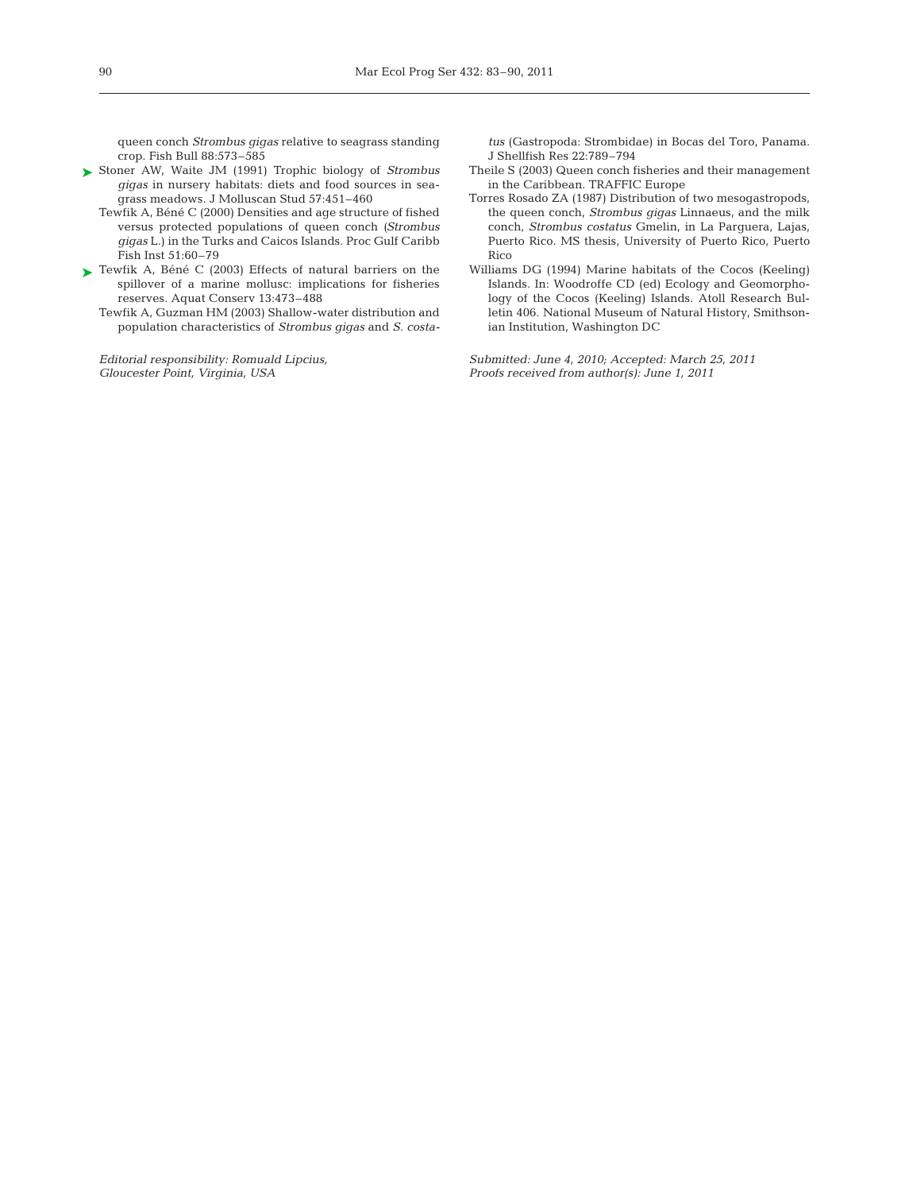queen conch *Strombus gigas* relative to seagrass standing crop. Fish Bull 88:573–585

Stoner AW, Waite JM (1991) Trophic biology of *Strombus gigas* in nursery habitats: diets and food sources in seagrass meadows. J Molluscan Stud 57:451–460

Tewfik A, Béné C (2000) Densities and age structure of fished versus protected populations of queen conch (*Strombus gigas* L.) in the Turks and Caicos Islands. Proc Gulf Caribb Fish Inst 51:60–79

Tewfik A, Béné C (2003) Effects of natural barriers on the spillover of a marine mollusc: implications for fisheries reserves. Aquat Conserv 13:473–488

Tewfik A, Guzman HM (2003) Shallow-water distribution and population characteristics of *Strombus gigas* and *S. costatus* (Gastropoda: Strombidae) in Bocas del Toro, Panama. J Shellfish Res 22:789–794

Theile S (2003) Queen conch fisheries and their management in the Caribbean. TRAFFIC Europe

Torres Rosado ZA (1987) Distribution of two mesogastropods, the queen conch, *Strombus gigas* Linnaeus, and the milk conch, *Strombus costatus* Gmelin, in La Parguera, Lajas, Puerto Rico. MS thesis, University of Puerto Rico, Puerto Rico

Williams DG (1994) Marine habitats of the Cocos (Keeling) Islands. In: Woodroffe CD (ed) Ecology and Geomorphology of the Cocos (Keeling) Islands. Atoll Research Bulletin 406. National Museum of Natural History, Smithsonian Institution, Washington DC

*Editorial responsibility: Romuald Lipcius, Gloucester Point, Virginia, USA*

*Submitted: June 4, 2010; Accepted: March 25, 2011*
*Proofs received from author(s): June 1, 2011*